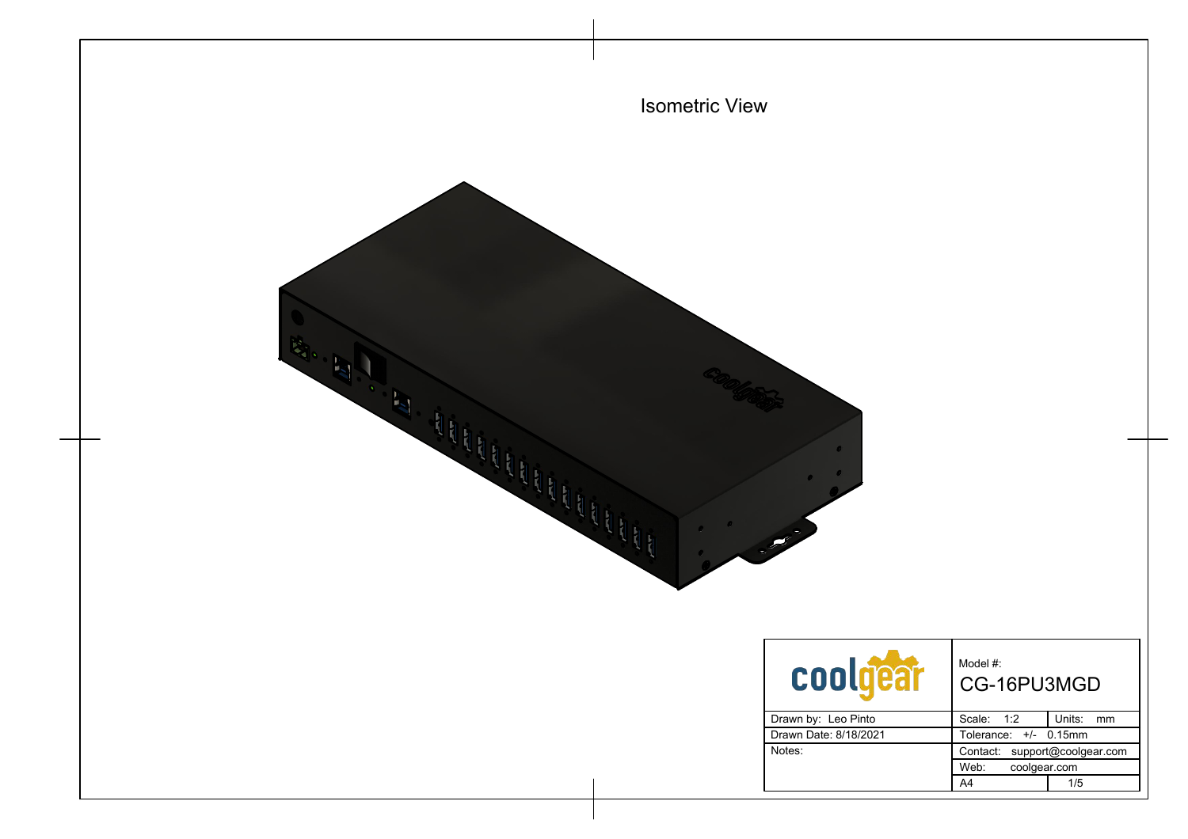# Isometric View

| coolgear | Model #: CG-16PU3MGD | |
|---|---|---|
| Drawn by: Leo Pinto | Scale: 1:2 | Units: mm |
| Drawn Date: 8/18/2021 | Tolerance: +/- 0.15mm | |
| Notes: | Contact: support@coolgear.com | |
| | Web: coolgear.com | |
| | A4 | 1/5 |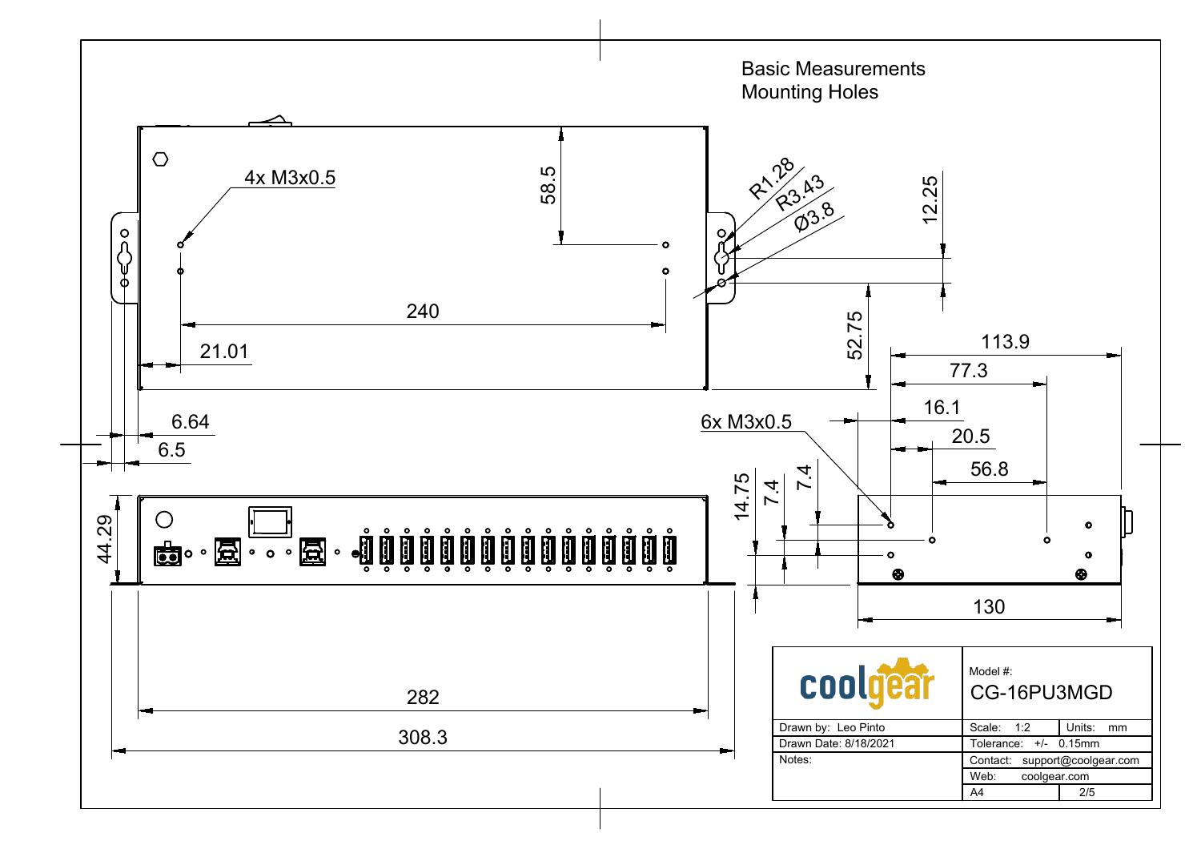# Basic Measurements
## Mounting Holes

4x M3x0.5

58.5

240

21.01

R1.28

R3.43

Ø3.8

12.25

52.75

6.64

6.5

113.9

77.3

16.1

20.5

56.8

6x M3x0.5

14.75

7.4

7.4

44.29

130

282

308.3

| coolgear | Model #: CG-16PU3MGD | |
|---|---|---|
| Drawn by: Leo Pinto | Scale: 1:2 | Units: mm |
| Drawn Date: 8/18/2021 | Tolerance: +/- 0.15mm | |
| Notes: | Contact: support@coolgear.com | |
| | Web: coolgear.com | |
| | A4 | 2/5 |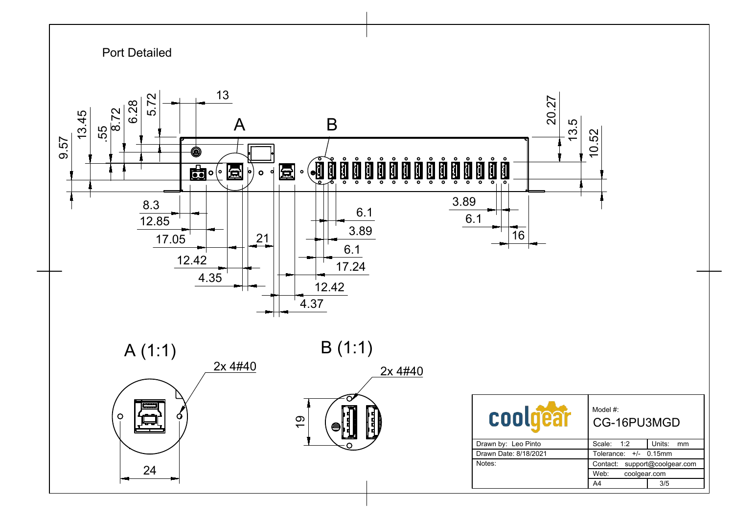# Port Detailed

A

B

13.45, .55, 8.72, 6.28, 5.72, 13, 9.57

20.27, 13.5, 10.52

8.3, 12.85, 17.05, 21, 12.42, 4.35

6.1, 3.89, 6.1, 17.24, 12.42, 4.37

3.89, 6.1, 16

## A (1:1)

2x 4#40

24

## B (1:1)

2x 4#40

19

| coolgear | Model #: CG-16PU3MGD | |
|---|---|---|
| Drawn by: Leo Pinto | Scale: 1:2 | Units: mm |
| Drawn Date: 8/18/2021 | Tolerance: +/- 0.15mm | |
| Notes: | Contact: support@coolgear.com | |
| | Web: coolgear.com | |
| | A4 | 3/5 |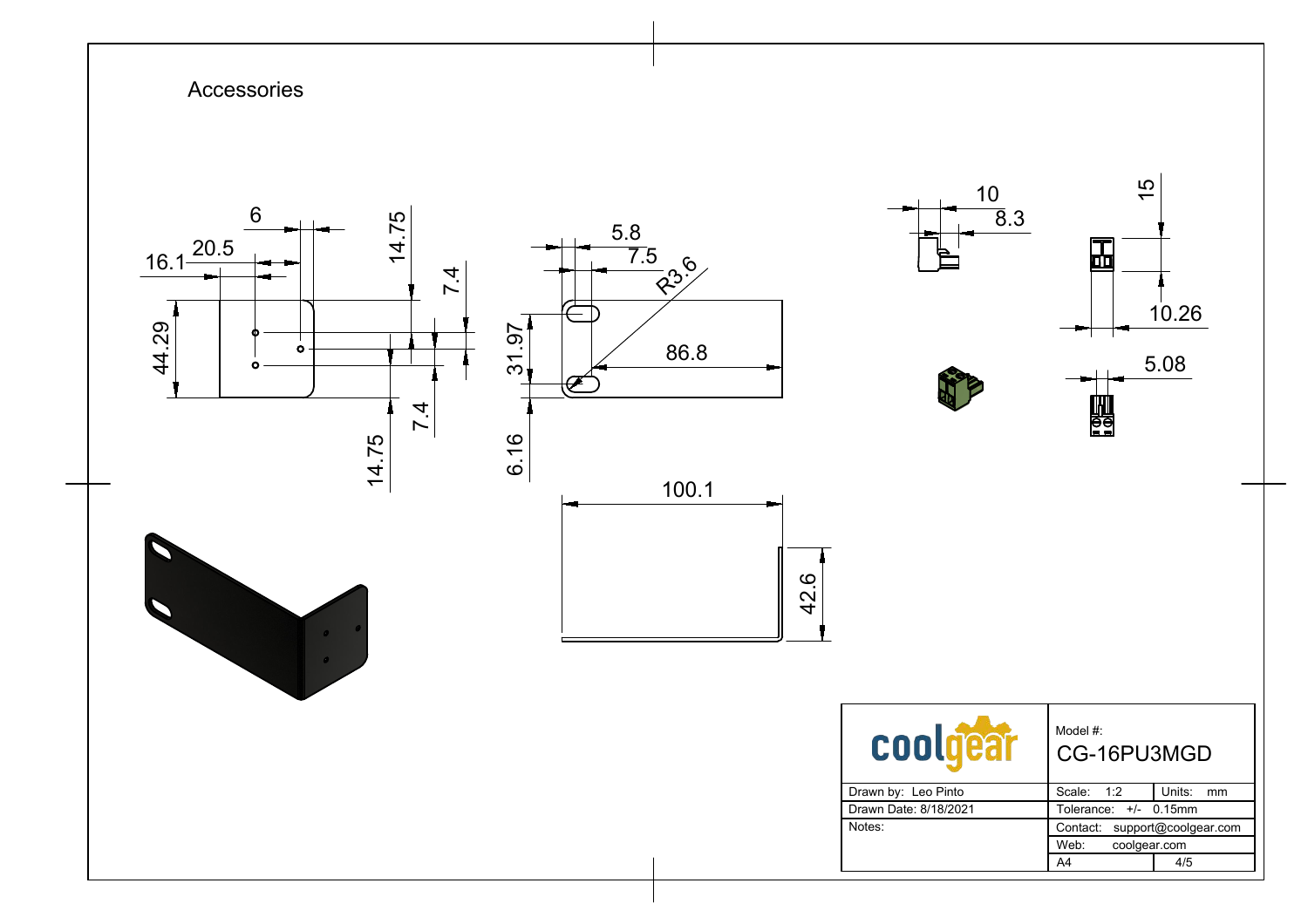# Accessories

| coolgear | Model #: CG-16PU3MGD | |
|---|---|---|
| Drawn by: Leo Pinto | Scale: 1:2 | Units: mm |
| Drawn Date: 8/18/2021 | Tolerance: +/- 0.15mm | |
| Notes: | Contact: support@coolgear.com | |
| | Web: coolgear.com | |
| | A4 | 4/5 |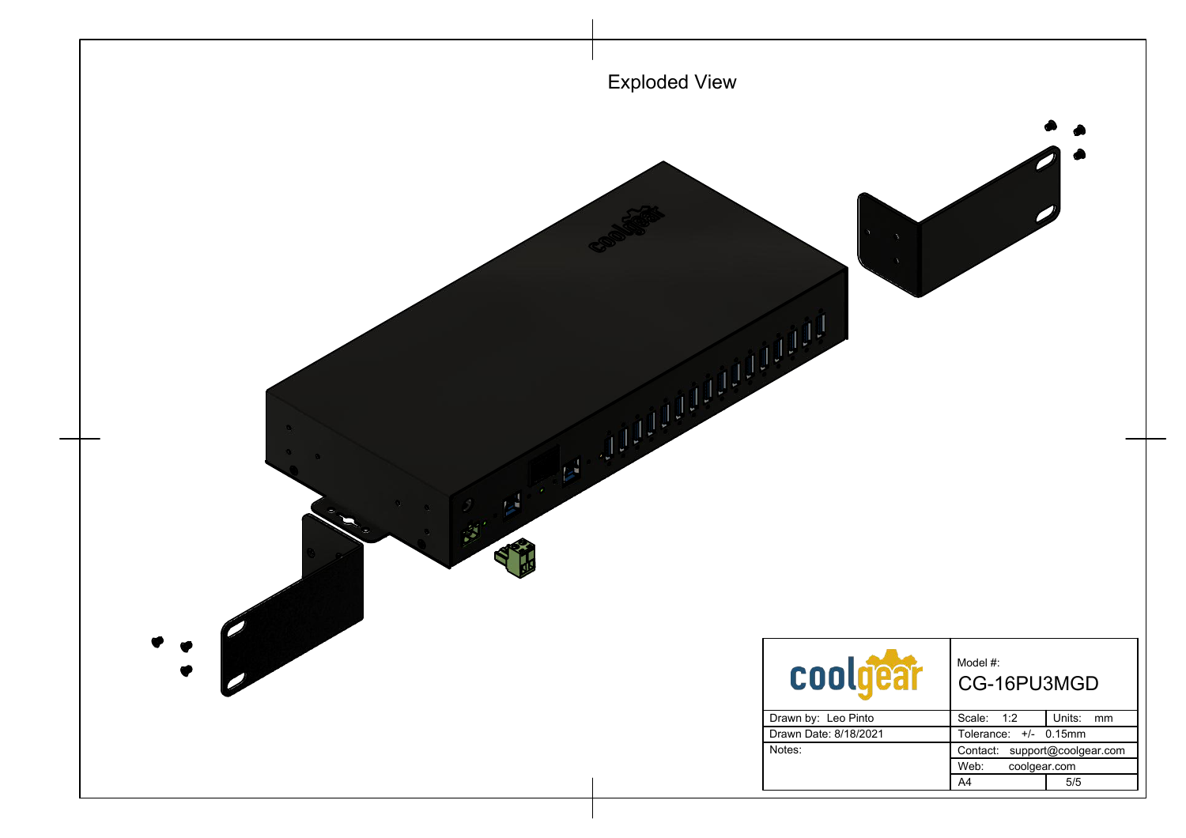# Exploded View

| | |
|---|---|
| coolgear | Model #: CG-16PU3MGD |
| Drawn by: Leo Pinto | Scale: 1:2 / Units: mm |
| Drawn Date: 8/18/2021 | Tolerance: +/- 0.15mm |
| Notes: | Contact: support@coolgear.com |
| | Web: coolgear.com |
| | A4 / 5/5 |